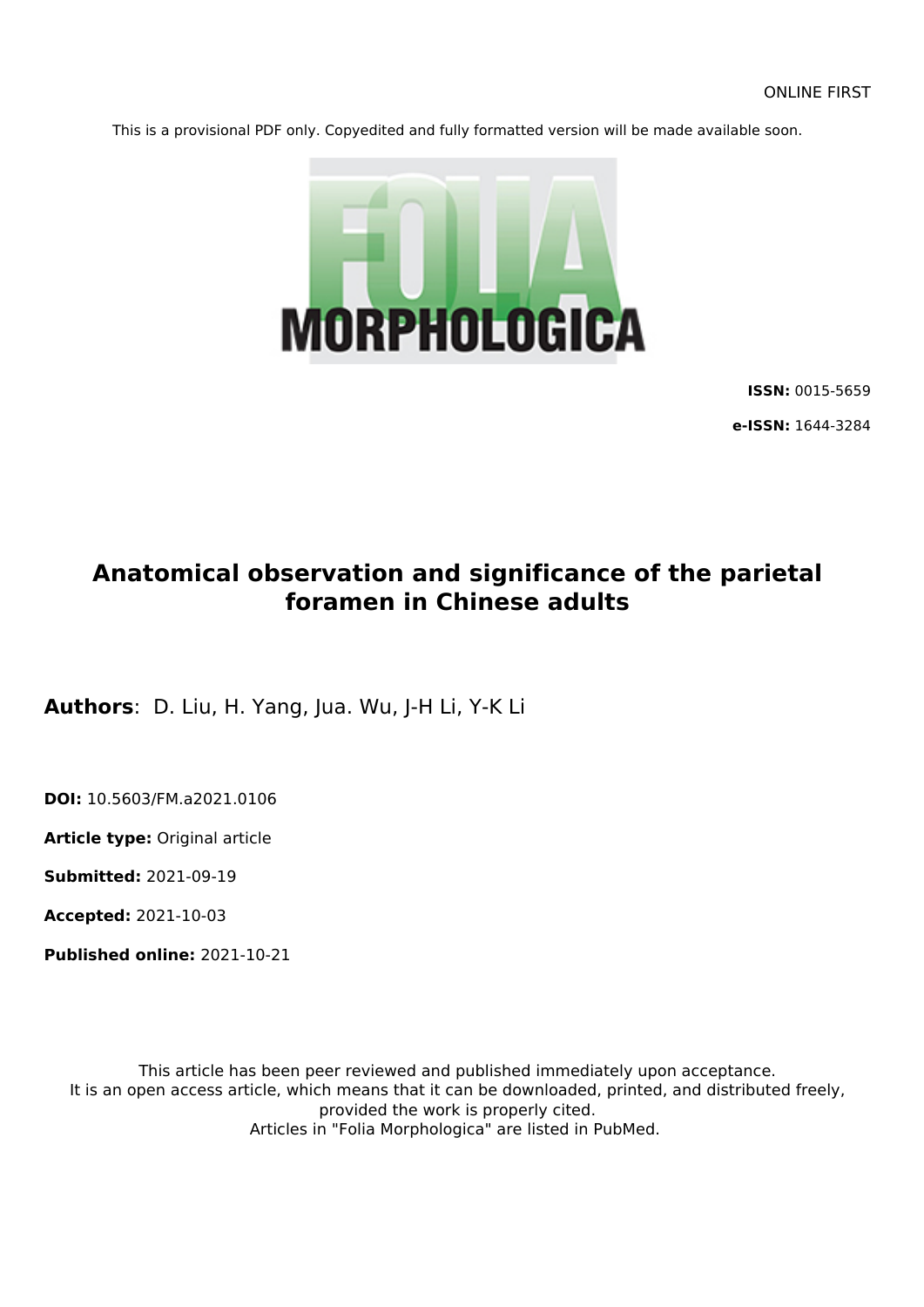ONLINE FIRST

This is a provisional PDF only. Copyedited and fully formatted version will be made available soon.

FOLIA MORPHOLOGICA

**ISSN:** 0015-5659

**e-ISSN:** 1644-3284

# Anatomical observation and significance of the parietal foramen in Chinese adults

**Authors**: D. Liu, H. Yang, Jua. Wu, J-H Li, Y-K Li

**DOI:** 10.5603/FM.a2021.0106

**Article type:** Original article

**Submitted:** 2021-09-19

**Accepted:** 2021-10-03

**Published online:** 2021-10-21

This article has been peer reviewed and published immediately upon acceptance.
It is an open access article, which means that it can be downloaded, printed, and distributed freely, provided the work is properly cited.
Articles in "Folia Morphologica" are listed in PubMed.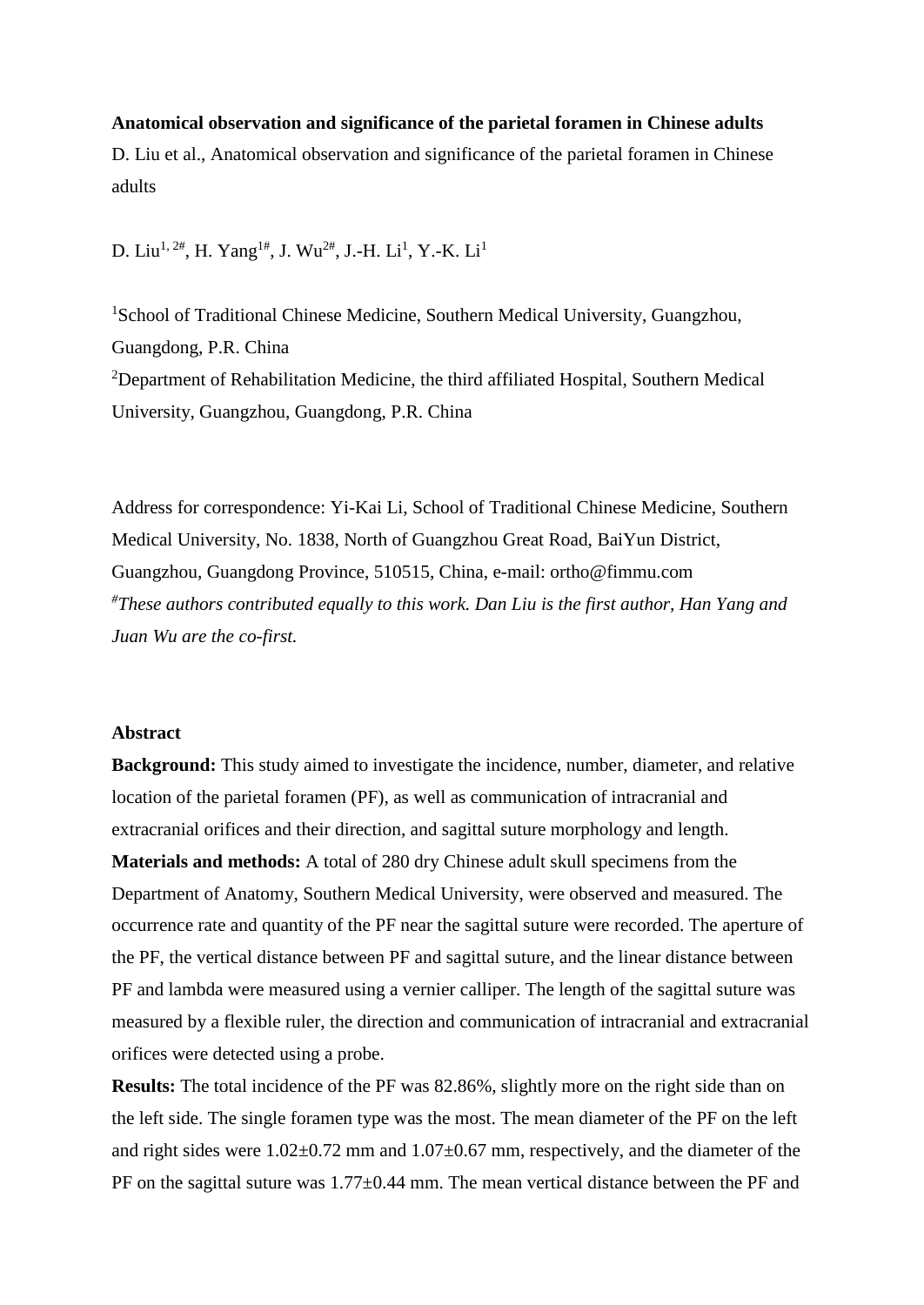**Anatomical observation and significance of the parietal foramen in Chinese adults**

D. Liu et al., Anatomical observation and significance of the parietal foramen in Chinese adults

D. Liu[1, 2#], H. Yang[1#], J. Wu[2#], J.-H. Li[1], Y.-K. Li[1]

[1]School of Traditional Chinese Medicine, Southern Medical University, Guangzhou, Guangdong, P.R. China

[2]Department of Rehabilitation Medicine, the third affiliated Hospital, Southern Medical University, Guangzhou, Guangdong, P.R. China

Address for correspondence: Yi-Kai Li, School of Traditional Chinese Medicine, Southern Medical University, No. 1838, North of Guangzhou Great Road, BaiYun District, Guangzhou, Guangdong Province, 510515, China, e-mail: ortho@fimmu.com

[#]*These authors contributed equally to this work. Dan Liu is the first author, Han Yang and Juan Wu are the co-first.*

**Abstract**

**Background:** This study aimed to investigate the incidence, number, diameter, and relative location of the parietal foramen (PF), as well as communication of intracranial and extracranial orifices and their direction, and sagittal suture morphology and length.

**Materials and methods:** A total of 280 dry Chinese adult skull specimens from the Department of Anatomy, Southern Medical University, were observed and measured. The occurrence rate and quantity of the PF near the sagittal suture were recorded. The aperture of the PF, the vertical distance between PF and sagittal suture, and the linear distance between PF and lambda were measured using a vernier calliper. The length of the sagittal suture was measured by a flexible ruler, the direction and communication of intracranial and extracranial orifices were detected using a probe.

**Results:** The total incidence of the PF was 82.86%, slightly more on the right side than on the left side. The single foramen type was the most. The mean diameter of the PF on the left and right sides were 1.02±0.72 mm and 1.07±0.67 mm, respectively, and the diameter of the PF on the sagittal suture was 1.77±0.44 mm. The mean vertical distance between the PF and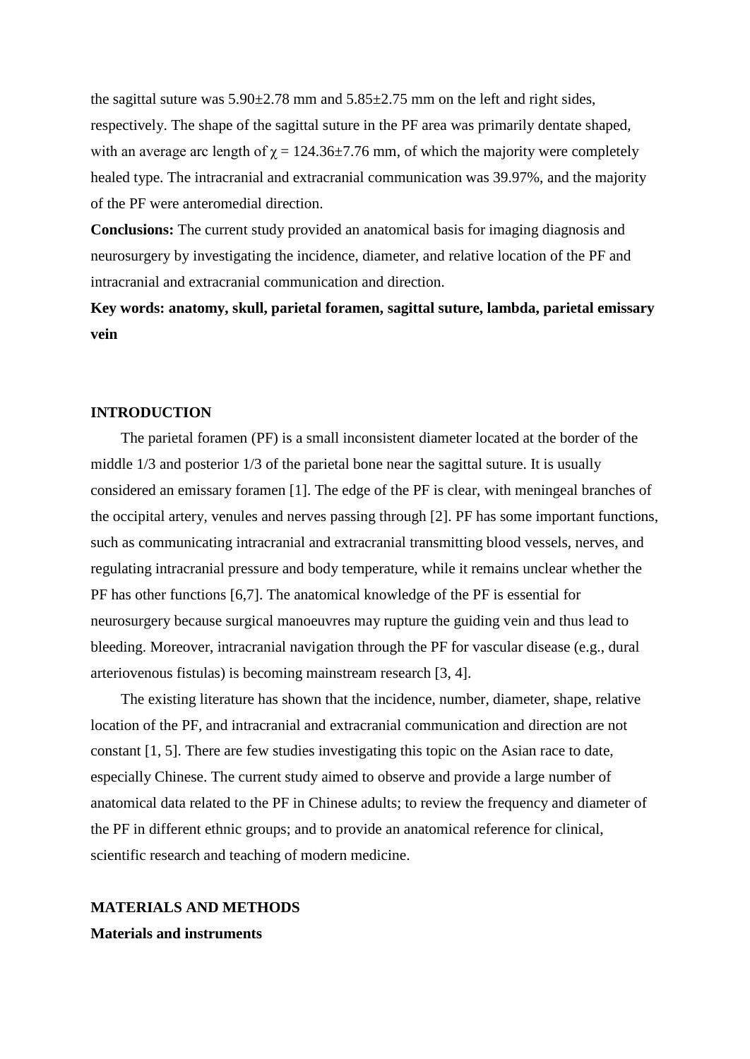the sagittal suture was 5.90±2.78 mm and 5.85±2.75 mm on the left and right sides, respectively. The shape of the sagittal suture in the PF area was primarily dentate shaped, with an average arc length of $\chi$ = 124.36±7.76 mm, of which the majority were completely healed type. The intracranial and extracranial communication was 39.97%, and the majority of the PF were anteromedial direction.

**Conclusions:** The current study provided an anatomical basis for imaging diagnosis and neurosurgery by investigating the incidence, diameter, and relative location of the PF and intracranial and extracranial communication and direction.

**Key words: anatomy, skull, parietal foramen, sagittal suture, lambda, parietal emissary vein**

## INTRODUCTION

The parietal foramen (PF) is a small inconsistent diameter located at the border of the middle 1/3 and posterior 1/3 of the parietal bone near the sagittal suture. It is usually considered an emissary foramen [1]. The edge of the PF is clear, with meningeal branches of the occipital artery, venules and nerves passing through [2]. PF has some important functions, such as communicating intracranial and extracranial transmitting blood vessels, nerves, and regulating intracranial pressure and body temperature, while it remains unclear whether the PF has other functions [6,7]. The anatomical knowledge of the PF is essential for neurosurgery because surgical manoeuvres may rupture the guiding vein and thus lead to bleeding. Moreover, intracranial navigation through the PF for vascular disease (e.g., dural arteriovenous fistulas) is becoming mainstream research [3, 4].

The existing literature has shown that the incidence, number, diameter, shape, relative location of the PF, and intracranial and extracranial communication and direction are not constant [1, 5]. There are few studies investigating this topic on the Asian race to date, especially Chinese. The current study aimed to observe and provide a large number of anatomical data related to the PF in Chinese adults; to review the frequency and diameter of the PF in different ethnic groups; and to provide an anatomical reference for clinical, scientific research and teaching of modern medicine.

## MATERIALS AND METHODS

### Materials and instruments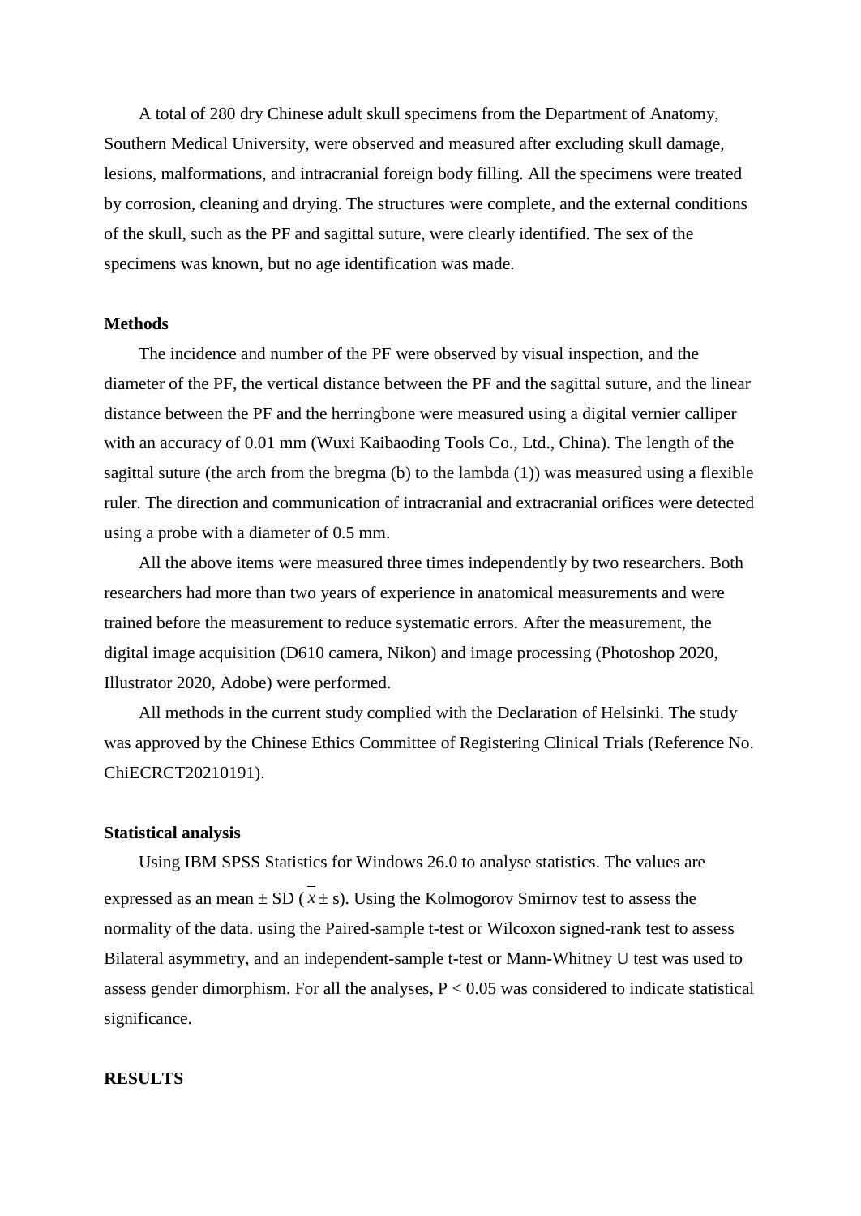A total of 280 dry Chinese adult skull specimens from the Department of Anatomy, Southern Medical University, were observed and measured after excluding skull damage, lesions, malformations, and intracranial foreign body filling. All the specimens were treated by corrosion, cleaning and drying. The structures were complete, and the external conditions of the skull, such as the PF and sagittal suture, were clearly identified. The sex of the specimens was known, but no age identification was made.

## Methods

The incidence and number of the PF were observed by visual inspection, and the diameter of the PF, the vertical distance between the PF and the sagittal suture, and the linear distance between the PF and the herringbone were measured using a digital vernier calliper with an accuracy of 0.01 mm (Wuxi Kaibaoding Tools Co., Ltd., China). The length of the sagittal suture (the arch from the bregma (b) to the lambda (1)) was measured using a flexible ruler. The direction and communication of intracranial and extracranial orifices were detected using a probe with a diameter of 0.5 mm.

All the above items were measured three times independently by two researchers. Both researchers had more than two years of experience in anatomical measurements and were trained before the measurement to reduce systematic errors. After the measurement, the digital image acquisition (D610 camera, Nikon) and image processing (Photoshop 2020, Illustrator 2020, Adobe) were performed.

All methods in the current study complied with the Declaration of Helsinki. The study was approved by the Chinese Ethics Committee of Registering Clinical Trials (Reference No. ChiECRCT20210191).

## Statistical analysis

Using IBM SPSS Statistics for Windows 26.0 to analyse statistics. The values are expressed as an mean ± SD ($\bar{x} \pm s$). Using the Kolmogorov Smirnov test to assess the normality of the data. using the Paired-sample t-test or Wilcoxon signed-rank test to assess Bilateral asymmetry, and an independent-sample t-test or Mann-Whitney U test was used to assess gender dimorphism. For all the analyses, $P < 0.05$ was considered to indicate statistical significance.

## RESULTS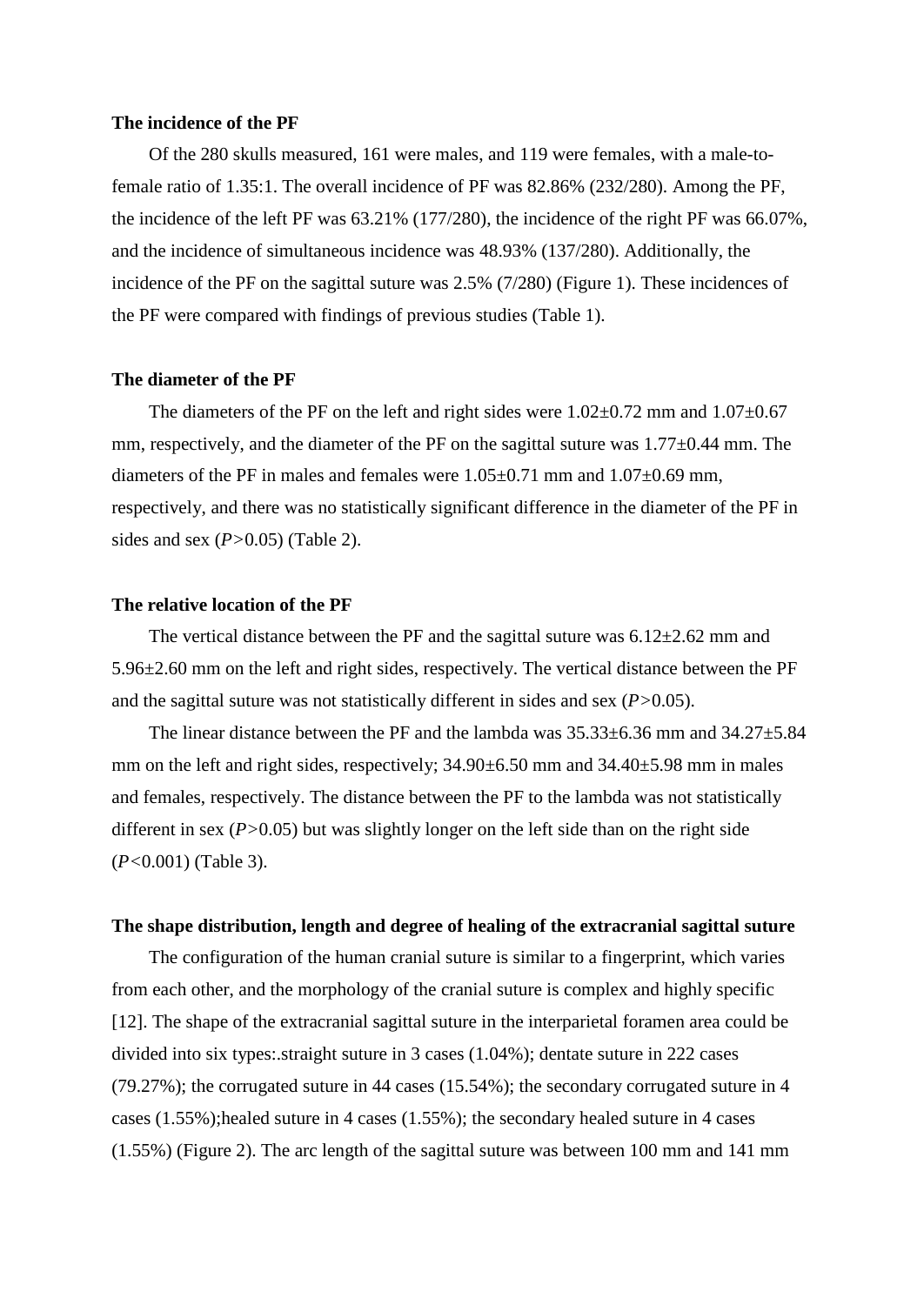### The incidence of the PF

Of the 280 skulls measured, 161 were males, and 119 were females, with a male-to-female ratio of 1.35:1. The overall incidence of PF was 82.86% (232/280). Among the PF, the incidence of the left PF was 63.21% (177/280), the incidence of the right PF was 66.07%, and the incidence of simultaneous incidence was 48.93% (137/280). Additionally, the incidence of the PF on the sagittal suture was 2.5% (7/280) (Figure 1). These incidences of the PF were compared with findings of previous studies (Table 1).

### The diameter of the PF

The diameters of the PF on the left and right sides were 1.02±0.72 mm and 1.07±0.67 mm, respectively, and the diameter of the PF on the sagittal suture was 1.77±0.44 mm. The diameters of the PF in males and females were 1.05±0.71 mm and 1.07±0.69 mm, respectively, and there was no statistically significant difference in the diameter of the PF in sides and sex ($P>0.05$) (Table 2).

### The relative location of the PF

The vertical distance between the PF and the sagittal suture was 6.12±2.62 mm and 5.96±2.60 mm on the left and right sides, respectively. The vertical distance between the PF and the sagittal suture was not statistically different in sides and sex ($P>0.05$).

The linear distance between the PF and the lambda was 35.33±6.36 mm and 34.27±5.84 mm on the left and right sides, respectively; 34.90±6.50 mm and 34.40±5.98 mm in males and females, respectively. The distance between the PF to the lambda was not statistically different in sex ($P>0.05$) but was slightly longer on the left side than on the right side ($P<0.001$) (Table 3).

### The shape distribution, length and degree of healing of the extracranial sagittal suture

The configuration of the human cranial suture is similar to a fingerprint, which varies from each other, and the morphology of the cranial suture is complex and highly specific [12]. The shape of the extracranial sagittal suture in the interparietal foramen area could be divided into six types:.straight suture in 3 cases (1.04%); dentate suture in 222 cases (79.27%); the corrugated suture in 44 cases (15.54%); the secondary corrugated suture in 4 cases (1.55%);healed suture in 4 cases (1.55%); the secondary healed suture in 4 cases (1.55%) (Figure 2). The arc length of the sagittal suture was between 100 mm and 141 mm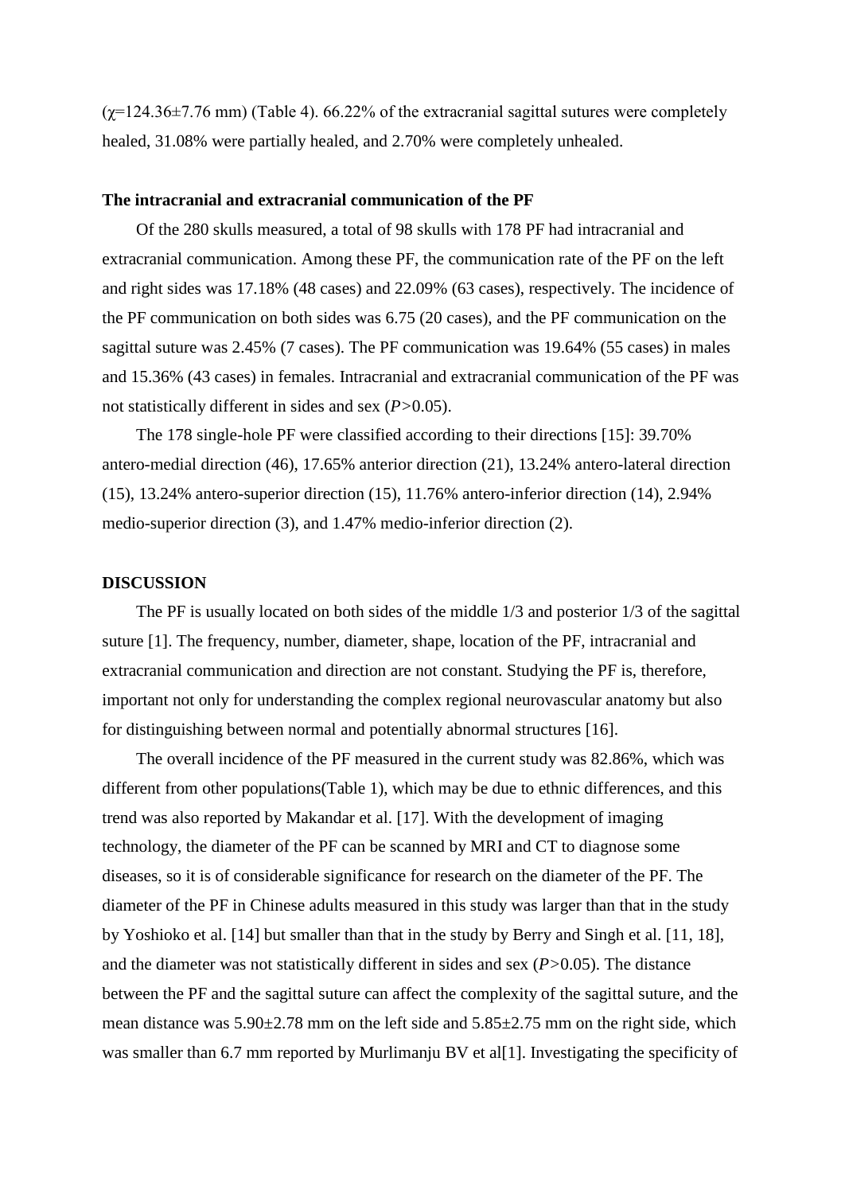(χ=124.36±7.76 mm) (Table 4). 66.22% of the extracranial sagittal sutures were completely healed, 31.08% were partially healed, and 2.70% were completely unhealed.

**The intracranial and extracranial communication of the PF**

Of the 280 skulls measured, a total of 98 skulls with 178 PF had intracranial and extracranial communication. Among these PF, the communication rate of the PF on the left and right sides was 17.18% (48 cases) and 22.09% (63 cases), respectively. The incidence of the PF communication on both sides was 6.75 (20 cases), and the PF communication on the sagittal suture was 2.45% (7 cases). The PF communication was 19.64% (55 cases) in males and 15.36% (43 cases) in females. Intracranial and extracranial communication of the PF was not statistically different in sides and sex ($P>0.05$).

The 178 single-hole PF were classified according to their directions [15]: 39.70% antero-medial direction (46), 17.65% anterior direction (21), 13.24% antero-lateral direction (15), 13.24% antero-superior direction (15), 11.76% antero-inferior direction (14), 2.94% medio-superior direction (3), and 1.47% medio-inferior direction (2).

**DISCUSSION**

The PF is usually located on both sides of the middle 1/3 and posterior 1/3 of the sagittal suture [1]. The frequency, number, diameter, shape, location of the PF, intracranial and extracranial communication and direction are not constant. Studying the PF is, therefore, important not only for understanding the complex regional neurovascular anatomy but also for distinguishing between normal and potentially abnormal structures [16].

The overall incidence of the PF measured in the current study was 82.86%, which was different from other populations(Table 1), which may be due to ethnic differences, and this trend was also reported by Makandar et al. [17]. With the development of imaging technology, the diameter of the PF can be scanned by MRI and CT to diagnose some diseases, so it is of considerable significance for research on the diameter of the PF. The diameter of the PF in Chinese adults measured in this study was larger than that in the study by Yoshioko et al. [14] but smaller than that in the study by Berry and Singh et al. [11, 18], and the diameter was not statistically different in sides and sex ($P>0.05$). The distance between the PF and the sagittal suture can affect the complexity of the sagittal suture, and the mean distance was 5.90±2.78 mm on the left side and 5.85±2.75 mm on the right side, which was smaller than 6.7 mm reported by Murlimanju BV et al[1]. Investigating the specificity of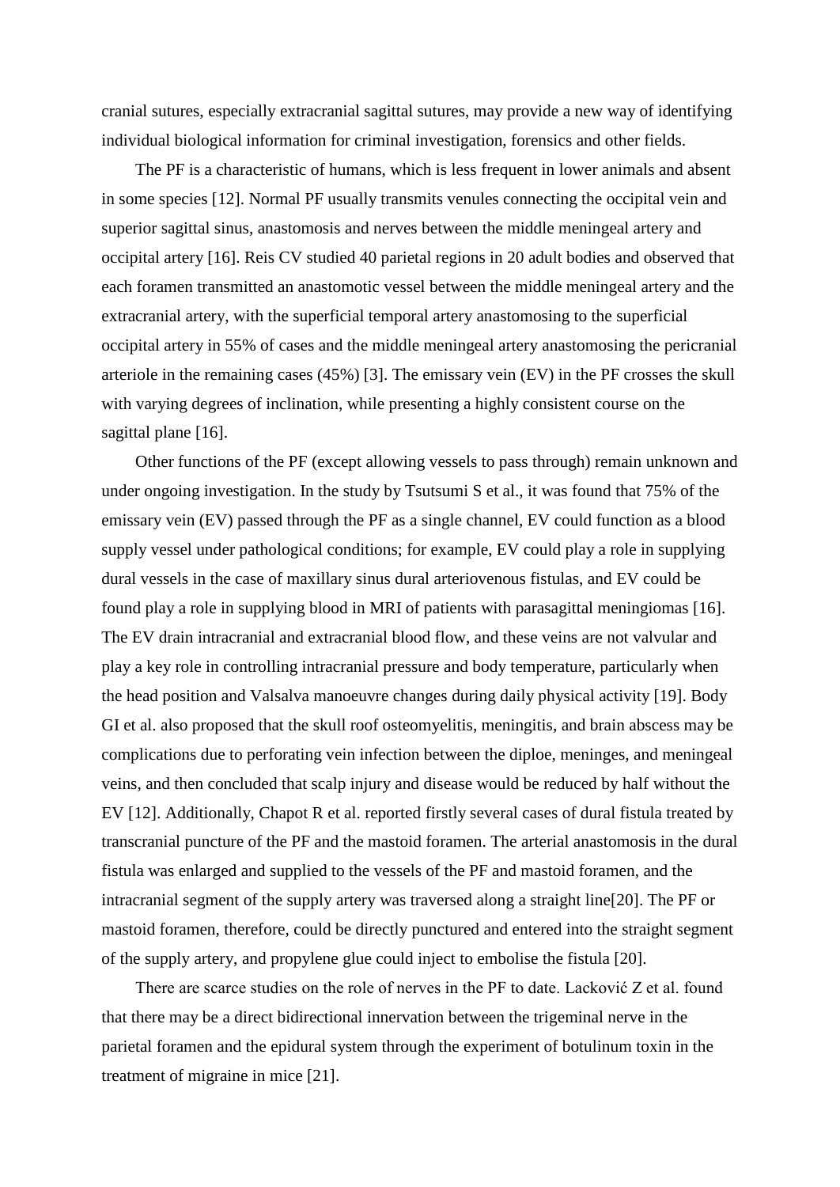cranial sutures, especially extracranial sagittal sutures, may provide a new way of identifying individual biological information for criminal investigation, forensics and other fields.

The PF is a characteristic of humans, which is less frequent in lower animals and absent in some species [12]. Normal PF usually transmits venules connecting the occipital vein and superior sagittal sinus, anastomosis and nerves between the middle meningeal artery and occipital artery [16]. Reis CV studied 40 parietal regions in 20 adult bodies and observed that each foramen transmitted an anastomotic vessel between the middle meningeal artery and the extracranial artery, with the superficial temporal artery anastomosing to the superficial occipital artery in 55% of cases and the middle meningeal artery anastomosing the pericranial arteriole in the remaining cases (45%) [3]. The emissary vein (EV) in the PF crosses the skull with varying degrees of inclination, while presenting a highly consistent course on the sagittal plane [16].

Other functions of the PF (except allowing vessels to pass through) remain unknown and under ongoing investigation. In the study by Tsutsumi S et al., it was found that 75% of the emissary vein (EV) passed through the PF as a single channel, EV could function as a blood supply vessel under pathological conditions; for example, EV could play a role in supplying dural vessels in the case of maxillary sinus dural arteriovenous fistulas, and EV could be found play a role in supplying blood in MRI of patients with parasagittal meningiomas [16]. The EV drain intracranial and extracranial blood flow, and these veins are not valvular and play a key role in controlling intracranial pressure and body temperature, particularly when the head position and Valsalva manoeuvre changes during daily physical activity [19]. Body GI et al. also proposed that the skull roof osteomyelitis, meningitis, and brain abscess may be complications due to perforating vein infection between the diploe, meninges, and meningeal veins, and then concluded that scalp injury and disease would be reduced by half without the EV [12]. Additionally, Chapot R et al. reported firstly several cases of dural fistula treated by transcranial puncture of the PF and the mastoid foramen. The arterial anastomosis in the dural fistula was enlarged and supplied to the vessels of the PF and mastoid foramen, and the intracranial segment of the supply artery was traversed along a straight line[20]. The PF or mastoid foramen, therefore, could be directly punctured and entered into the straight segment of the supply artery, and propylene glue could inject to embolise the fistula [20].

There are scarce studies on the role of nerves in the PF to date. Lacković Z et al. found that there may be a direct bidirectional innervation between the trigeminal nerve in the parietal foramen and the epidural system through the experiment of botulinum toxin in the treatment of migraine in mice [21].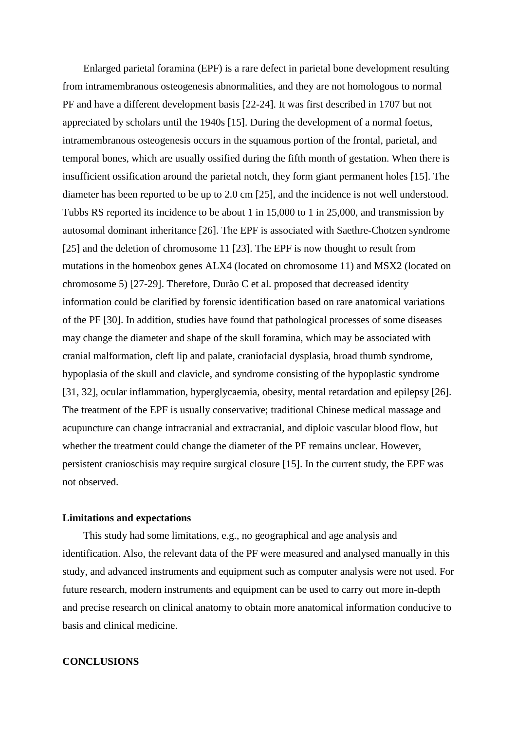Enlarged parietal foramina (EPF) is a rare defect in parietal bone development resulting from intramembranous osteogenesis abnormalities, and they are not homologous to normal PF and have a different development basis [22-24]. It was first described in 1707 but not appreciated by scholars until the 1940s [15]. During the development of a normal foetus, intramembranous osteogenesis occurs in the squamous portion of the frontal, parietal, and temporal bones, which are usually ossified during the fifth month of gestation. When there is insufficient ossification around the parietal notch, they form giant permanent holes [15]. The diameter has been reported to be up to 2.0 cm [25], and the incidence is not well understood. Tubbs RS reported its incidence to be about 1 in 15,000 to 1 in 25,000, and transmission by autosomal dominant inheritance [26]. The EPF is associated with Saethre-Chotzen syndrome [25] and the deletion of chromosome 11 [23]. The EPF is now thought to result from mutations in the homeobox genes ALX4 (located on chromosome 11) and MSX2 (located on chromosome 5) [27-29]. Therefore, Durão C et al. proposed that decreased identity information could be clarified by forensic identification based on rare anatomical variations of the PF [30]. In addition, studies have found that pathological processes of some diseases may change the diameter and shape of the skull foramina, which may be associated with cranial malformation, cleft lip and palate, craniofacial dysplasia, broad thumb syndrome, hypoplasia of the skull and clavicle, and syndrome consisting of the hypoplastic syndrome [31, 32], ocular inflammation, hyperglycaemia, obesity, mental retardation and epilepsy [26]. The treatment of the EPF is usually conservative; traditional Chinese medical massage and acupuncture can change intracranial and extracranial, and diploic vascular blood flow, but whether the treatment could change the diameter of the PF remains unclear. However, persistent cranioschisis may require surgical closure [15]. In the current study, the EPF was not observed.

### Limitations and expectations

This study had some limitations, e.g., no geographical and age analysis and identification. Also, the relevant data of the PF were measured and analysed manually in this study, and advanced instruments and equipment such as computer analysis were not used. For future research, modern instruments and equipment can be used to carry out more in-depth and precise research on clinical anatomy to obtain more anatomical information conducive to basis and clinical medicine.

## CONCLUSIONS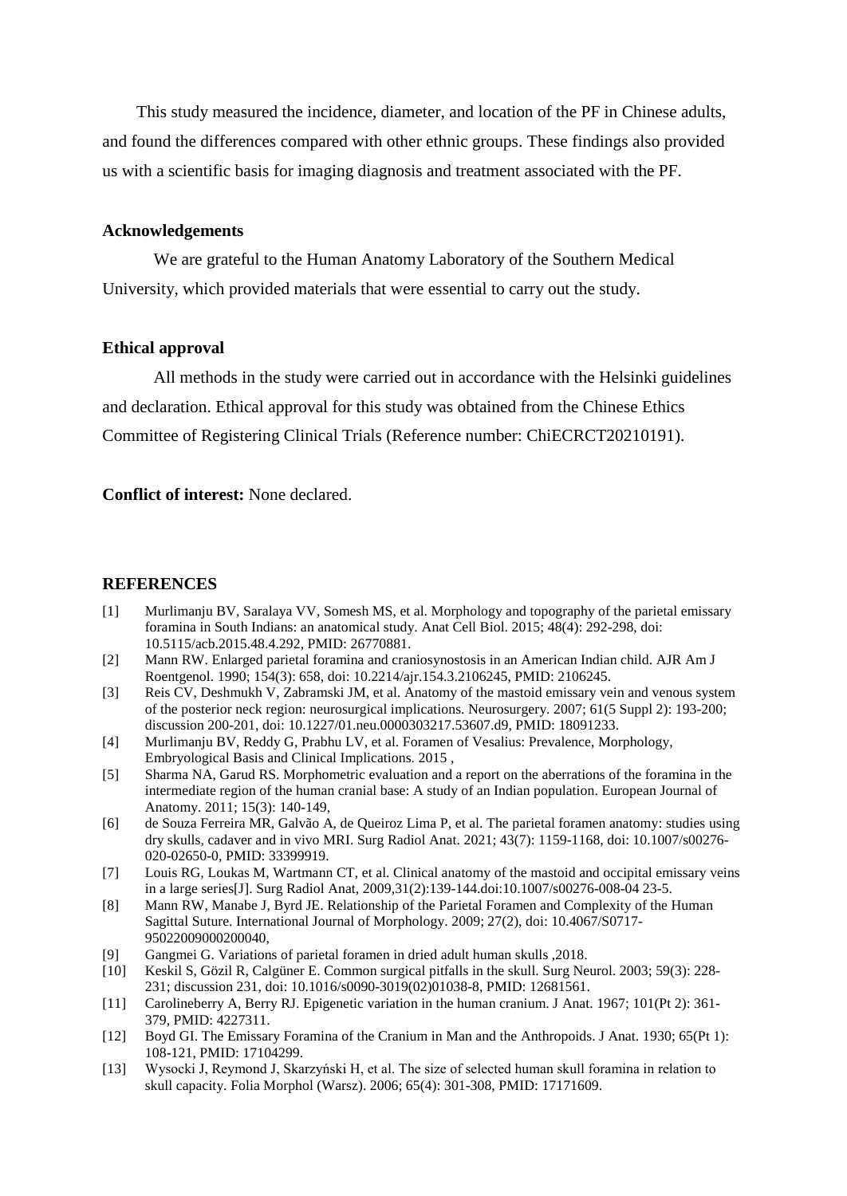This study measured the incidence, diameter, and location of the PF in Chinese adults, and found the differences compared with other ethnic groups. These findings also provided us with a scientific basis for imaging diagnosis and treatment associated with the PF.

## Acknowledgements

We are grateful to the Human Anatomy Laboratory of the Southern Medical University, which provided materials that were essential to carry out the study.

## Ethical approval

All methods in the study were carried out in accordance with the Helsinki guidelines and declaration. Ethical approval for this study was obtained from the Chinese Ethics Committee of Registering Clinical Trials (Reference number: ChiECRCT20210191).

**Conflict of interest:** None declared.

## REFERENCES

[1] Murlimanju BV, Saralaya VV, Somesh MS, et al. Morphology and topography of the parietal emissary foramina in South Indians: an anatomical study. Anat Cell Biol. 2015; 48(4): 292-298, doi: 10.5115/acb.2015.48.4.292, PMID: 26770881.

[2] Mann RW. Enlarged parietal foramina and craniosynostosis in an American Indian child. AJR Am J Roentgenol. 1990; 154(3): 658, doi: 10.2214/ajr.154.3.2106245, PMID: 2106245.

[3] Reis CV, Deshmukh V, Zabramski JM, et al. Anatomy of the mastoid emissary vein and venous system of the posterior neck region: neurosurgical implications. Neurosurgery. 2007; 61(5 Suppl 2): 193-200; discussion 200-201, doi: 10.1227/01.neu.0000303217.53607.d9, PMID: 18091233.

[4] Murlimanju BV, Reddy G, Prabhu LV, et al. Foramen of Vesalius: Prevalence, Morphology, Embryological Basis and Clinical Implications. 2015 ,

[5] Sharma NA, Garud RS. Morphometric evaluation and a report on the aberrations of the foramina in the intermediate region of the human cranial base: A study of an Indian population. European Journal of Anatomy. 2011; 15(3): 140-149,

[6] de Souza Ferreira MR, Galvão A, de Queiroz Lima P, et al. The parietal foramen anatomy: studies using dry skulls, cadaver and in vivo MRI. Surg Radiol Anat. 2021; 43(7): 1159-1168, doi: 10.1007/s00276-020-02650-0, PMID: 33399919.

[7] Louis RG, Loukas M, Wartmann CT, et al. Clinical anatomy of the mastoid and occipital emissary veins in a large series[J]. Surg Radiol Anat, 2009,31(2):139-144.doi:10.1007/s00276-008-04 23-5.

[8] Mann RW, Manabe J, Byrd JE. Relationship of the Parietal Foramen and Complexity of the Human Sagittal Suture. International Journal of Morphology. 2009; 27(2), doi: 10.4067/S0717-95022009000200040,

[9] Gangmei G. Variations of parietal foramen in dried adult human skulls ,2018.

[10] Keskil S, Gözil R, Calgüner E. Common surgical pitfalls in the skull. Surg Neurol. 2003; 59(3): 228-231; discussion 231, doi: 10.1016/s0090-3019(02)01038-8, PMID: 12681561.

[11] Carolineberry A, Berry RJ. Epigenetic variation in the human cranium. J Anat. 1967; 101(Pt 2): 361-379, PMID: 4227311.

[12] Boyd GI. The Emissary Foramina of the Cranium in Man and the Anthropoids. J Anat. 1930; 65(Pt 1): 108-121, PMID: 17104299.

[13] Wysocki J, Reymond J, Skarzyński H, et al. The size of selected human skull foramina in relation to skull capacity. Folia Morphol (Warsz). 2006; 65(4): 301-308, PMID: 17171609.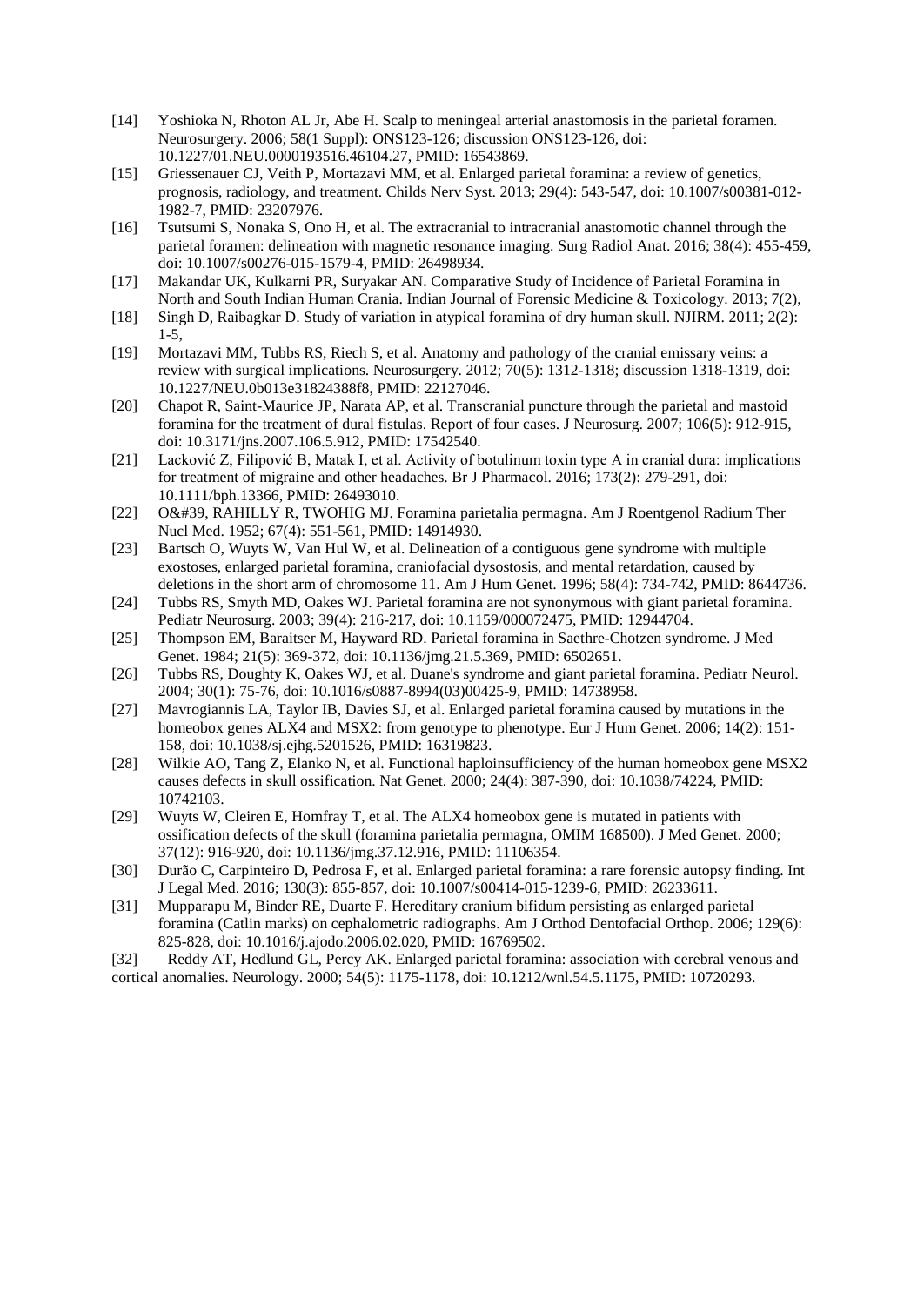[14] Yoshioka N, Rhoton AL Jr, Abe H. Scalp to meningeal arterial anastomosis in the parietal foramen. Neurosurgery. 2006; 58(1 Suppl): ONS123-126; discussion ONS123-126, doi: 10.1227/01.NEU.0000193516.46104.27, PMID: 16543869.

[15] Griessenauer CJ, Veith P, Mortazavi MM, et al. Enlarged parietal foramina: a review of genetics, prognosis, radiology, and treatment. Childs Nerv Syst. 2013; 29(4): 543-547, doi: 10.1007/s00381-012-1982-7, PMID: 23207976.

[16] Tsutsumi S, Nonaka S, Ono H, et al. The extracranial to intracranial anastomotic channel through the parietal foramen: delineation with magnetic resonance imaging. Surg Radiol Anat. 2016; 38(4): 455-459, doi: 10.1007/s00276-015-1579-4, PMID: 26498934.

[17] Makandar UK, Kulkarni PR, Suryakar AN. Comparative Study of Incidence of Parietal Foramina in North and South Indian Human Crania. Indian Journal of Forensic Medicine & Toxicology. 2013; 7(2),

[18] Singh D, Raibagkar D. Study of variation in atypical foramina of dry human skull. NJIRM. 2011; 2(2): 1-5,

[19] Mortazavi MM, Tubbs RS, Riech S, et al. Anatomy and pathology of the cranial emissary veins: a review with surgical implications. Neurosurgery. 2012; 70(5): 1312-1318; discussion 1318-1319, doi: 10.1227/NEU.0b013e31824388f8, PMID: 22127046.

[20] Chapot R, Saint-Maurice JP, Narata AP, et al. Transcranial puncture through the parietal and mastoid foramina for the treatment of dural fistulas. Report of four cases. J Neurosurg. 2007; 106(5): 912-915, doi: 10.3171/jns.2007.106.5.912, PMID: 17542540.

[21] Lacković Z, Filipović B, Matak I, et al. Activity of botulinum toxin type A in cranial dura: implications for treatment of migraine and other headaches. Br J Pharmacol. 2016; 173(2): 279-291, doi: 10.1111/bph.13366, PMID: 26493010.

[22] O&#39, RAHILLY R, TWOHIG MJ. Foramina parietalia permagna. Am J Roentgenol Radium Ther Nucl Med. 1952; 67(4): 551-561, PMID: 14914930.

[23] Bartsch O, Wuyts W, Van Hul W, et al. Delineation of a contiguous gene syndrome with multiple exostoses, enlarged parietal foramina, craniofacial dysostosis, and mental retardation, caused by deletions in the short arm of chromosome 11. Am J Hum Genet. 1996; 58(4): 734-742, PMID: 8644736.

[24] Tubbs RS, Smyth MD, Oakes WJ. Parietal foramina are not synonymous with giant parietal foramina. Pediatr Neurosurg. 2003; 39(4): 216-217, doi: 10.1159/000072475, PMID: 12944704.

[25] Thompson EM, Baraitser M, Hayward RD. Parietal foramina in Saethre-Chotzen syndrome. J Med Genet. 1984; 21(5): 369-372, doi: 10.1136/jmg.21.5.369, PMID: 6502651.

[26] Tubbs RS, Doughty K, Oakes WJ, et al. Duane's syndrome and giant parietal foramina. Pediatr Neurol. 2004; 30(1): 75-76, doi: 10.1016/s0887-8994(03)00425-9, PMID: 14738958.

[27] Mavrogiannis LA, Taylor IB, Davies SJ, et al. Enlarged parietal foramina caused by mutations in the homeobox genes ALX4 and MSX2: from genotype to phenotype. Eur J Hum Genet. 2006; 14(2): 151-158, doi: 10.1038/sj.ejhg.5201526, PMID: 16319823.

[28] Wilkie AO, Tang Z, Elanko N, et al. Functional haploinsufficiency of the human homeobox gene MSX2 causes defects in skull ossification. Nat Genet. 2000; 24(4): 387-390, doi: 10.1038/74224, PMID: 10742103.

[29] Wuyts W, Cleiren E, Homfray T, et al. The ALX4 homeobox gene is mutated in patients with ossification defects of the skull (foramina parietalia permagna, OMIM 168500). J Med Genet. 2000; 37(12): 916-920, doi: 10.1136/jmg.37.12.916, PMID: 11106354.

[30] Durão C, Carpinteiro D, Pedrosa F, et al. Enlarged parietal foramina: a rare forensic autopsy finding. Int J Legal Med. 2016; 130(3): 855-857, doi: 10.1007/s00414-015-1239-6, PMID: 26233611.

[31] Mupparapu M, Binder RE, Duarte F. Hereditary cranium bifidum persisting as enlarged parietal foramina (Catlin marks) on cephalometric radiographs. Am J Orthod Dentofacial Orthop. 2006; 129(6): 825-828, doi: 10.1016/j.ajodo.2006.02.020, PMID: 16769502.

[32] Reddy AT, Hedlund GL, Percy AK. Enlarged parietal foramina: association with cerebral venous and cortical anomalies. Neurology. 2000; 54(5): 1175-1178, doi: 10.1212/wnl.54.5.1175, PMID: 10720293.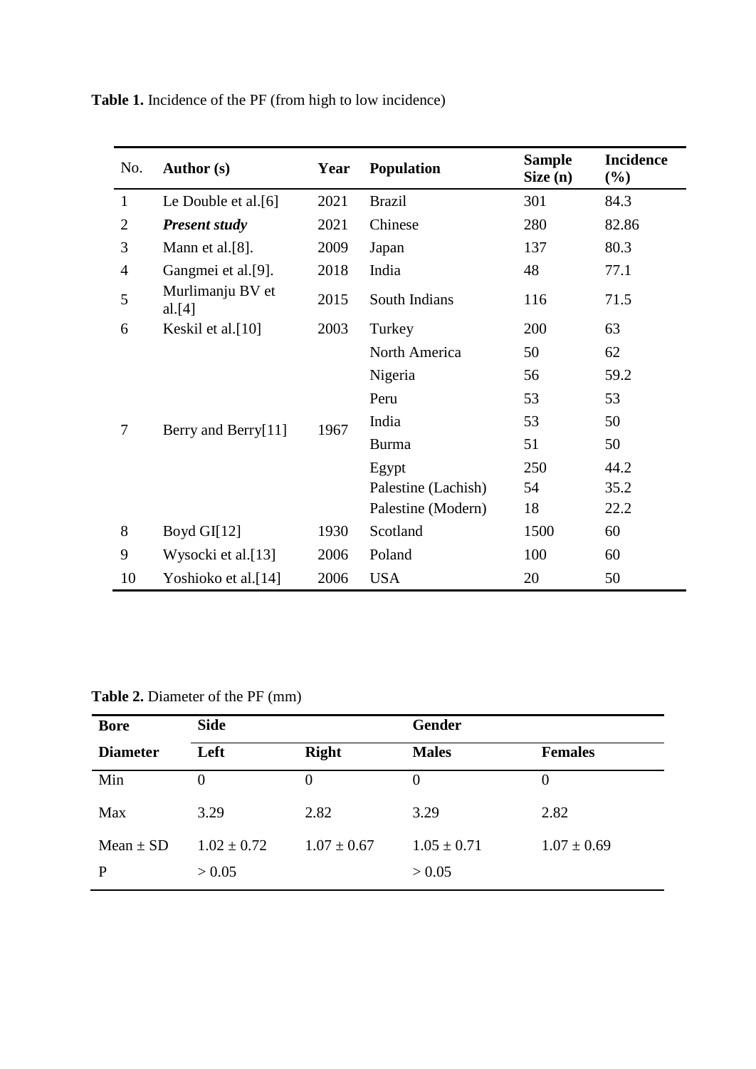**Table 1.** Incidence of the PF (from high to low incidence)

| No. | Author (s) | Year | Population | Sample Size (n) | Incidence (%) |
|---|---|---|---|---|---|
| 1 | Le Double et al.[6] | 2021 | Brazil | 301 | 84.3 |
| 2 | ***Present study*** | 2021 | Chinese | 280 | 82.86 |
| 3 | Mann et al.[8]. | 2009 | Japan | 137 | 80.3 |
| 4 | Gangmei et al.[9]. | 2018 | India | 48 | 77.1 |
| 5 | Murlimanju BV et al.[4] | 2015 | South Indians | 116 | 71.5 |
| 6 | Keskil et al.[10] | 2003 | Turkey | 200 | 63 |
| 7 | Berry and Berry[11] | 1967 | North America | 50 | 62 |
| | | | Nigeria | 56 | 59.2 |
| | | | Peru | 53 | 53 |
| | | | India | 53 | 50 |
| | | | Burma | 51 | 50 |
| | | | Egypt | 250 | 44.2 |
| | | | Palestine (Lachish) | 54 | 35.2 |
| | | | Palestine (Modern) | 18 | 22.2 |
| 8 | Boyd GI[12] | 1930 | Scotland | 1500 | 60 |
| 9 | Wysocki et al.[13] | 2006 | Poland | 100 | 60 |
| 10 | Yoshioko et al.[14] | 2006 | USA | 20 | 50 |

**Table 2.** Diameter of the PF (mm)

| Bore | Side | | Gender | |
|---|---|---|---|---|
| **Diameter** | **Left** | **Right** | **Males** | **Females** |
| Min | 0 | 0 | 0 | 0 |
| Max | 3.29 | 2.82 | 3.29 | 2.82 |
| Mean ± SD | 1.02 ± 0.72 | 1.07 ± 0.67 | 1.05 ± 0.71 | 1.07 ± 0.69 |
| P | > 0.05 | | > 0.05 | |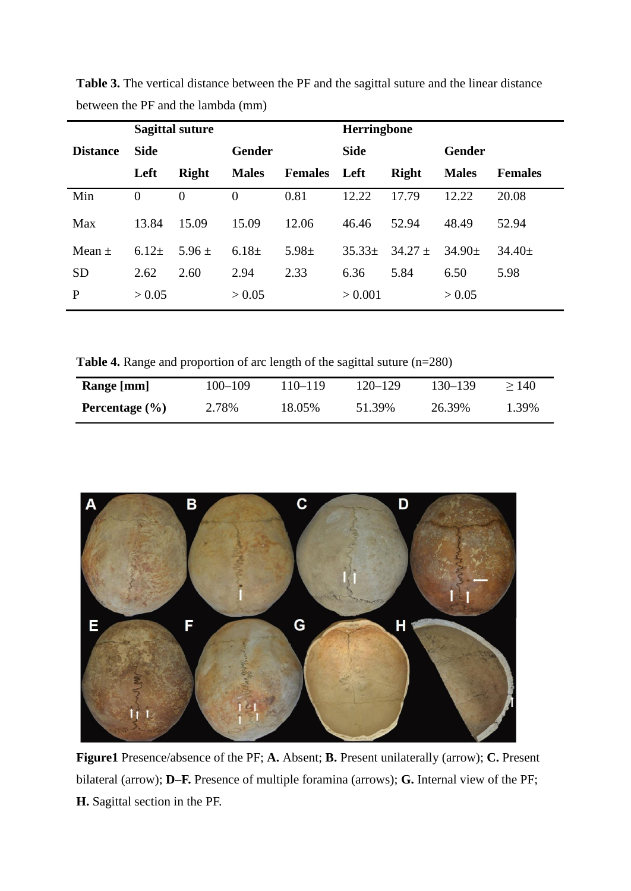**Table 3.** The vertical distance between the PF and the sagittal suture and the linear distance between the PF and the lambda (mm)

| Distance | Sagittal suture | | | | Herringbone | | | |
|---|---|---|---|---|---|---|---|---|
| | Side | | Gender | | Side | | Gender | |
| | Left | Right | Males | Females | Left | Right | Males | Females |
| Min | 0 | 0 | 0 | 0.81 | 12.22 | 17.79 | 12.22 | 20.08 |
| Max | 13.84 | 15.09 | 15.09 | 12.06 | 46.46 | 52.94 | 48.49 | 52.94 |
| Mean ± SD | 6.12± 2.62 | 5.96 ± 2.60 | 6.18± 2.94 | 5.98± 2.33 | 35.33± 6.36 | 34.27 ± 5.84 | 34.90± 6.50 | 34.40± 5.98 |
| P | > 0.05 | | > 0.05 | | > 0.001 | | > 0.05 | |

**Table 4.** Range and proportion of arc length of the sagittal suture (n=280)

| Range [mm] | 100–109 | 110–119 | 120–129 | 130–139 | ≥ 140 |
|---|---|---|---|---|---|
| Percentage (%) | 2.78% | 18.05% | 51.39% | 26.39% | 1.39% |

**Figure1** Presence/absence of the PF; **A.** Absent; **B.** Present unilaterally (arrow); **C.** Present bilateral (arrow); **D–F.** Presence of multiple foramina (arrows); **G.** Internal view of the PF; **H.** Sagittal section in the PF.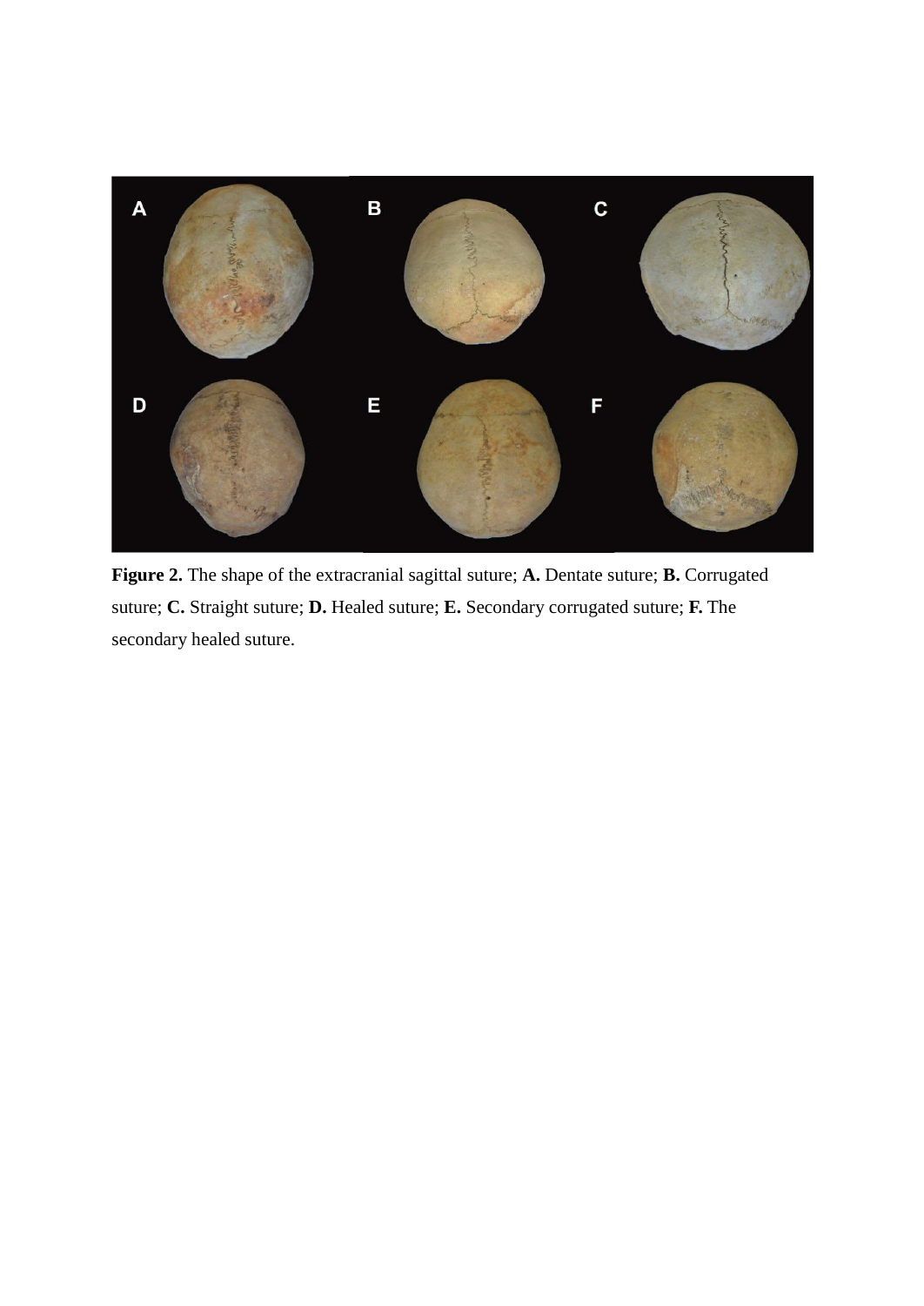**Figure 2.** The shape of the extracranial sagittal suture; **A.** Dentate suture; **B.** Corrugated suture; **C.** Straight suture; **D.** Healed suture; **E.** Secondary corrugated suture; **F.** The secondary healed suture.